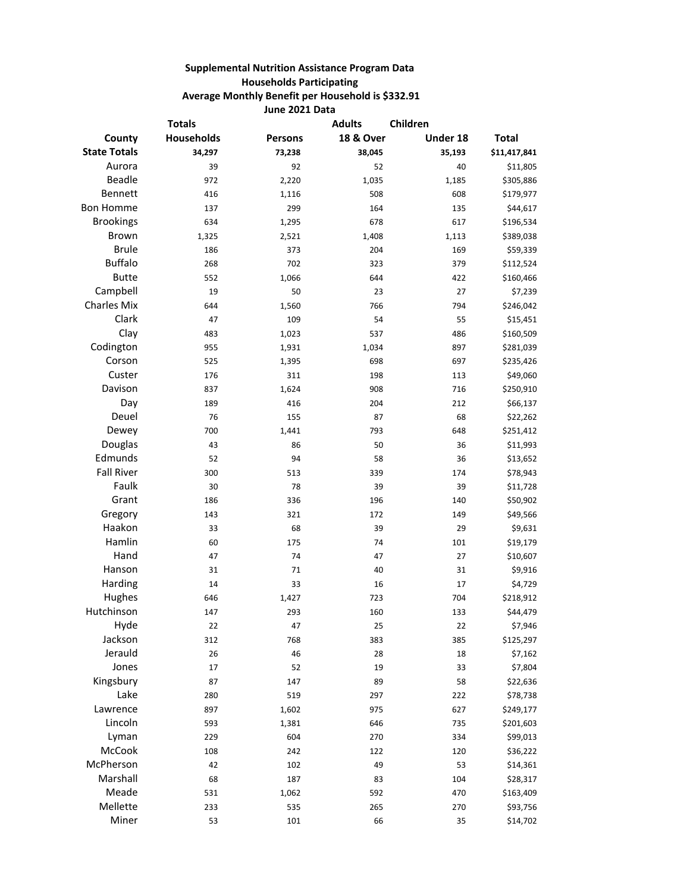**Supplemental Nutrition Assistance Program Data**
**Households Participating**
**Average Monthly Benefit per Household is $332.91**
**June 2021 Data**

| County | Totals Households | Persons | Adults 18 & Over | Children Under 18 | Total |
|---|---|---|---|---|---|
| **State Totals** | **34,297** | **73,238** | **38,045** | **35,193** | **$11,417,841** |
| Aurora | 39 | 92 | 52 | 40 | $11,805 |
| Beadle | 972 | 2,220 | 1,035 | 1,185 | $305,886 |
| Bennett | 416 | 1,116 | 508 | 608 | $179,977 |
| Bon Homme | 137 | 299 | 164 | 135 | $44,617 |
| Brookings | 634 | 1,295 | 678 | 617 | $196,534 |
| Brown | 1,325 | 2,521 | 1,408 | 1,113 | $389,038 |
| Brule | 186 | 373 | 204 | 169 | $59,339 |
| Buffalo | 268 | 702 | 323 | 379 | $112,524 |
| Butte | 552 | 1,066 | 644 | 422 | $160,466 |
| Campbell | 19 | 50 | 23 | 27 | $7,239 |
| Charles Mix | 644 | 1,560 | 766 | 794 | $246,042 |
| Clark | 47 | 109 | 54 | 55 | $15,451 |
| Clay | 483 | 1,023 | 537 | 486 | $160,509 |
| Codington | 955 | 1,931 | 1,034 | 897 | $281,039 |
| Corson | 525 | 1,395 | 698 | 697 | $235,426 |
| Custer | 176 | 311 | 198 | 113 | $49,060 |
| Davison | 837 | 1,624 | 908 | 716 | $250,910 |
| Day | 189 | 416 | 204 | 212 | $66,137 |
| Deuel | 76 | 155 | 87 | 68 | $22,262 |
| Dewey | 700 | 1,441 | 793 | 648 | $251,412 |
| Douglas | 43 | 86 | 50 | 36 | $11,993 |
| Edmunds | 52 | 94 | 58 | 36 | $13,652 |
| Fall River | 300 | 513 | 339 | 174 | $78,943 |
| Faulk | 30 | 78 | 39 | 39 | $11,728 |
| Grant | 186 | 336 | 196 | 140 | $50,902 |
| Gregory | 143 | 321 | 172 | 149 | $49,566 |
| Haakon | 33 | 68 | 39 | 29 | $9,631 |
| Hamlin | 60 | 175 | 74 | 101 | $19,179 |
| Hand | 47 | 74 | 47 | 27 | $10,607 |
| Hanson | 31 | 71 | 40 | 31 | $9,916 |
| Harding | 14 | 33 | 16 | 17 | $4,729 |
| Hughes | 646 | 1,427 | 723 | 704 | $218,912 |
| Hutchinson | 147 | 293 | 160 | 133 | $44,479 |
| Hyde | 22 | 47 | 25 | 22 | $7,946 |
| Jackson | 312 | 768 | 383 | 385 | $125,297 |
| Jerauld | 26 | 46 | 28 | 18 | $7,162 |
| Jones | 17 | 52 | 19 | 33 | $7,804 |
| Kingsbury | 87 | 147 | 89 | 58 | $22,636 |
| Lake | 280 | 519 | 297 | 222 | $78,738 |
| Lawrence | 897 | 1,602 | 975 | 627 | $249,177 |
| Lincoln | 593 | 1,381 | 646 | 735 | $201,603 |
| Lyman | 229 | 604 | 270 | 334 | $99,013 |
| McCook | 108 | 242 | 122 | 120 | $36,222 |
| McPherson | 42 | 102 | 49 | 53 | $14,361 |
| Marshall | 68 | 187 | 83 | 104 | $28,317 |
| Meade | 531 | 1,062 | 592 | 470 | $163,409 |
| Mellette | 233 | 535 | 265 | 270 | $93,756 |
| Miner | 53 | 101 | 66 | 35 | $14,702 |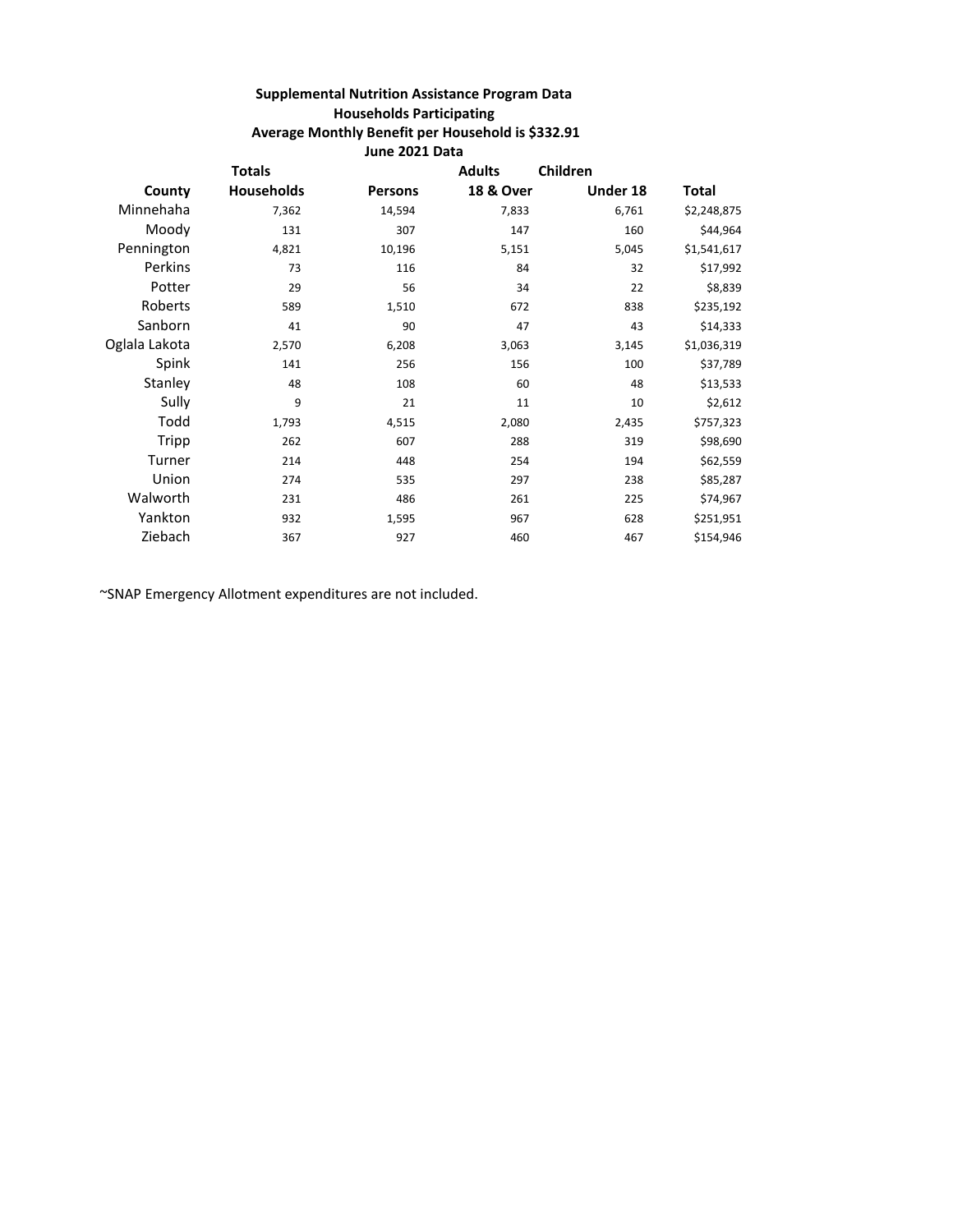**Supplemental Nutrition Assistance Program Data**
**Households Participating**
**Average Monthly Benefit per Household is $332.91**
**June 2021 Data**

| | Totals | | Adults | Children | |
|---|---|---|---|---|---|
| **County** | **Households** | **Persons** | **18 & Over** | **Under 18** | **Total** |
| Minnehaha | 7,362 | 14,594 | 7,833 | 6,761 | $2,248,875 |
| Moody | 131 | 307 | 147 | 160 | $44,964 |
| Pennington | 4,821 | 10,196 | 5,151 | 5,045 | $1,541,617 |
| Perkins | 73 | 116 | 84 | 32 | $17,992 |
| Potter | 29 | 56 | 34 | 22 | $8,839 |
| Roberts | 589 | 1,510 | 672 | 838 | $235,192 |
| Sanborn | 41 | 90 | 47 | 43 | $14,333 |
| Oglala Lakota | 2,570 | 6,208 | 3,063 | 3,145 | $1,036,319 |
| Spink | 141 | 256 | 156 | 100 | $37,789 |
| Stanley | 48 | 108 | 60 | 48 | $13,533 |
| Sully | 9 | 21 | 11 | 10 | $2,612 |
| Todd | 1,793 | 4,515 | 2,080 | 2,435 | $757,323 |
| Tripp | 262 | 607 | 288 | 319 | $98,690 |
| Turner | 214 | 448 | 254 | 194 | $62,559 |
| Union | 274 | 535 | 297 | 238 | $85,287 |
| Walworth | 231 | 486 | 261 | 225 | $74,967 |
| Yankton | 932 | 1,595 | 967 | 628 | $251,951 |
| Ziebach | 367 | 927 | 460 | 467 | $154,946 |

~SNAP Emergency Allotment expenditures are not included.